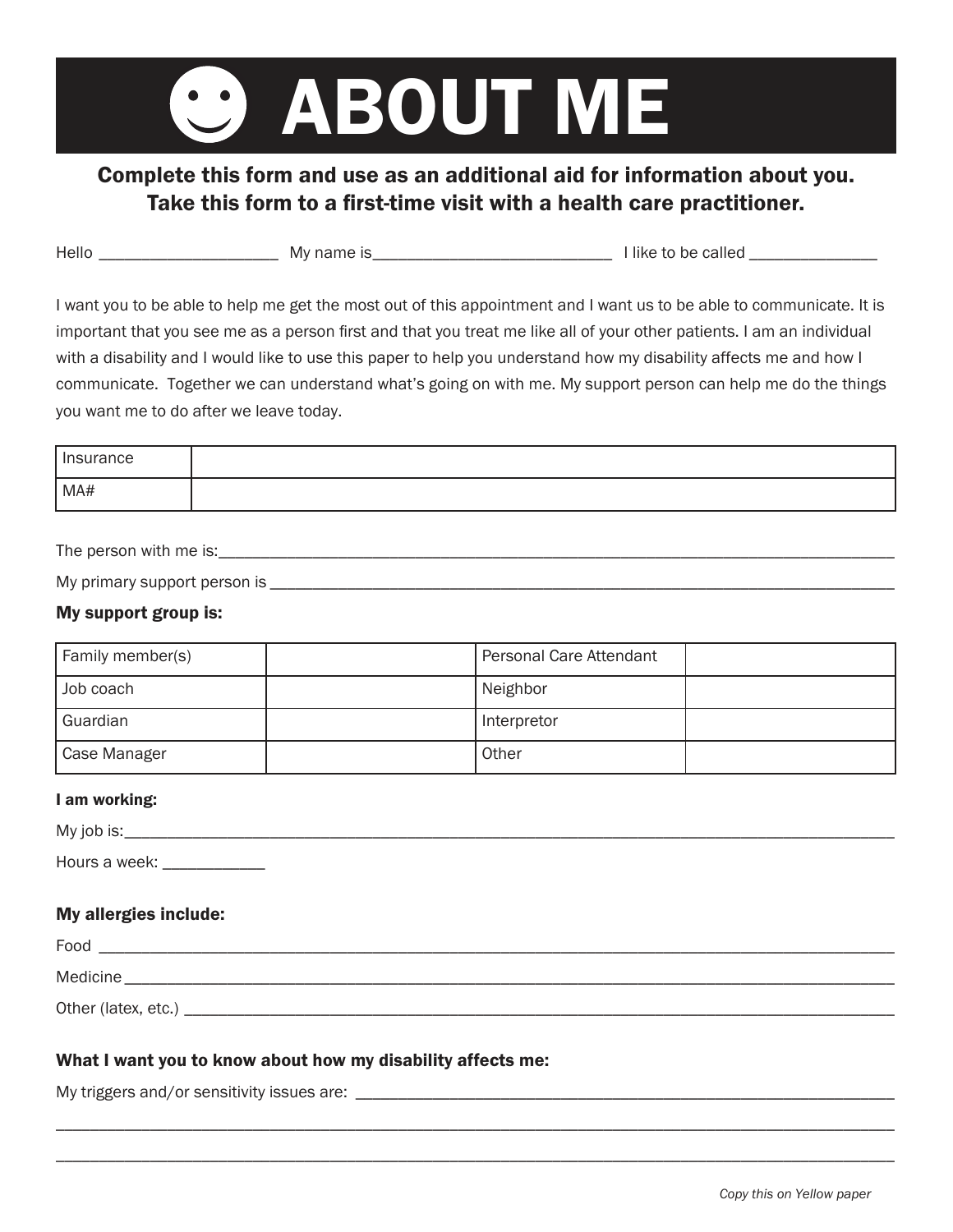# ☺ ABOUT ME

**Complete this form and use as an additional aid for information about you. Take this form to a first-time visit with a health care practitioner.**

Hello ____________________ My name is__________________________ I like to be called ______________

I want you to be able to help me get the most out of this appointment and I want us to be able to communicate. It is important that you see me as a person first and that you treat me like all of your other patients. I am an individual with a disability and I would like to use this paper to help you understand how my disability affects me and how I communicate. Together we can understand what's going on with me. My support person can help me do the things you want me to do after we leave today.

| Insurance | |
|---|---|
| MA# | |

The person with me is:_____________________________________________________________________

My primary support person is ________________________________________________________________

**My support group is:**

| Family member(s) | | Personal Care Attendant | |
|---|---|---|---|
| Job coach | | Neighbor | |
| Guardian | | Interpretor | |
| Case Manager | | Other | |

**I am working:**

My job is:______________________________________________________________________________

Hours a week: ___________

**My allergies include:**

Food ___________________________________________________________________________________

Medicine________________________________________________________________________________

Other (latex, etc.) _________________________________________________________________________

**What I want you to know about how my disability affects me:**

My triggers and/or sensitivity issues are: ______________________________________________________

________________________________________________________________________________________

________________________________________________________________________________________

*Copy this on Yellow paper*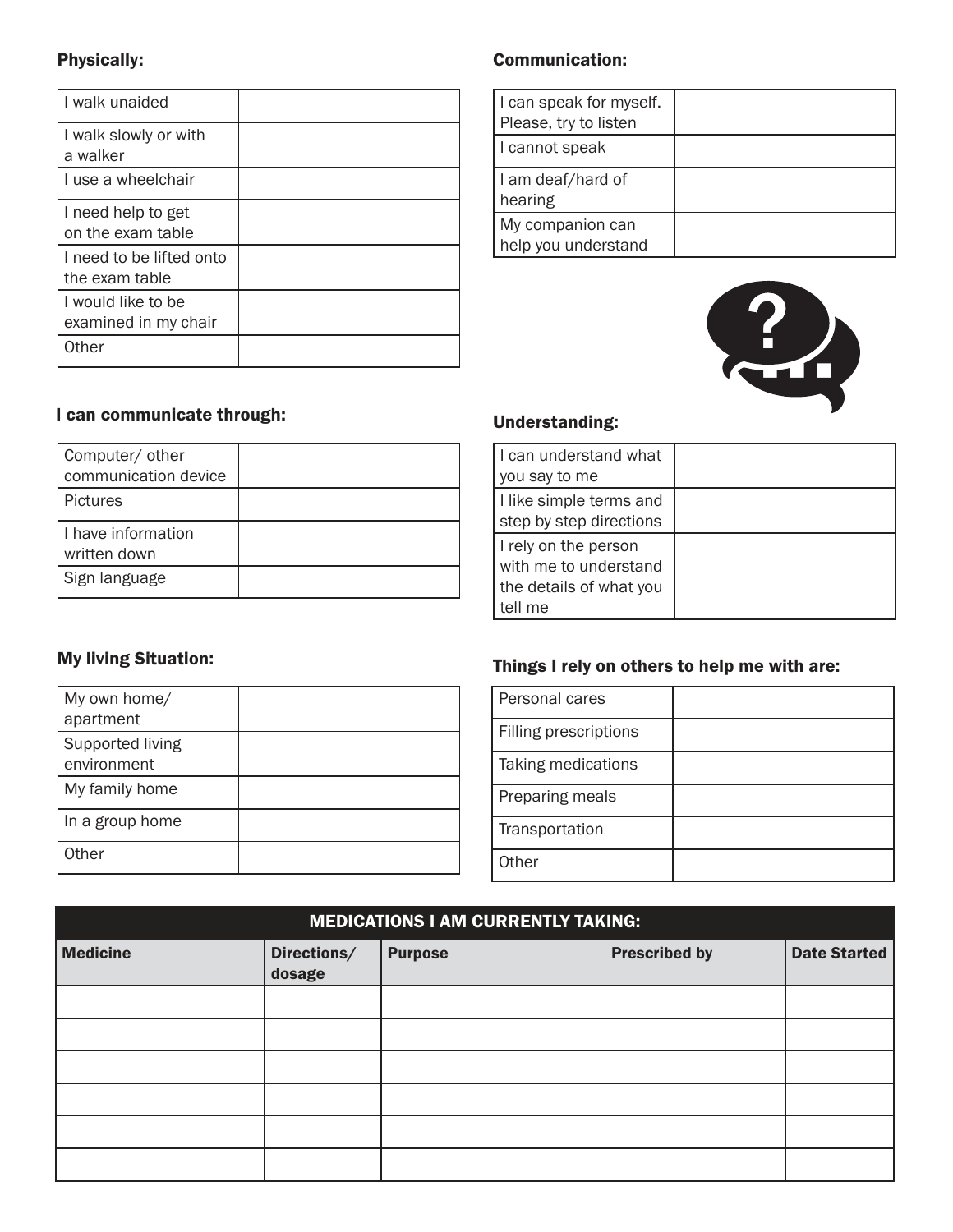**Physically:**

| | |
|---|---|
| I walk unaided | |
| I walk slowly or with a walker | |
| I use a wheelchair | |
| I need help to get on the exam table | |
| I need to be lifted onto the exam table | |
| I would like to be examined in my chair | |
| Other | |

**Communication:**

| | |
|---|---|
| I can speak for myself. Please, try to listen | |
| I cannot speak | |
| I am deaf/hard of hearing | |
| My companion can help you understand | |

**I can communicate through:**

| | |
|---|---|
| Computer/ other communication device | |
| Pictures | |
| I have information written down | |
| Sign language | |

**Understanding:**

| | |
|---|---|
| I can understand what you say to me | |
| I like simple terms and step by step directions | |
| I rely on the person with me to understand the details of what you tell me | |

**My living Situation:**

| | |
|---|---|
| My own home/ apartment | |
| Supported living environment | |
| My family home | |
| In a group home | |
| Other | |

**Things I rely on others to help me with are:**

| | |
|---|---|
| Personal cares | |
| Filling prescriptions | |
| Taking medications | |
| Preparing meals | |
| Transportation | |
| Other | |

**MEDICATIONS I AM CURRENTLY TAKING:**

| Medicine | Directions/ dosage | Purpose | Prescribed by | Date Started |
|---|---|---|---|---|
| | | | | |
| | | | | |
| | | | | |
| | | | | |
| | | | | |
| | | | | |